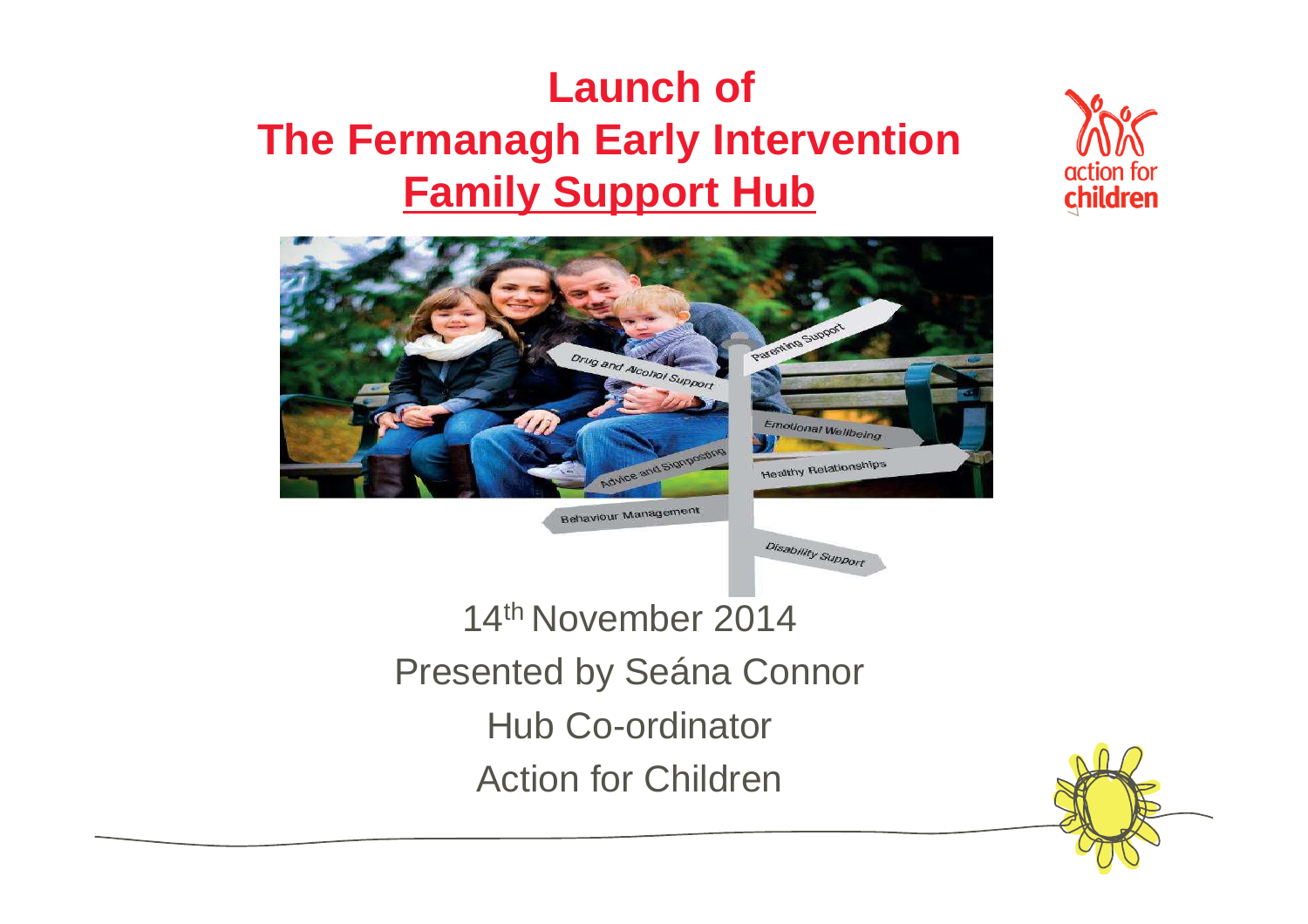# Launch of The Fermanagh Early Intervention <u>Family Support Hub</u>

14th November 2014

Presented by Seána Connor

Hub Co-ordinator

Action for Children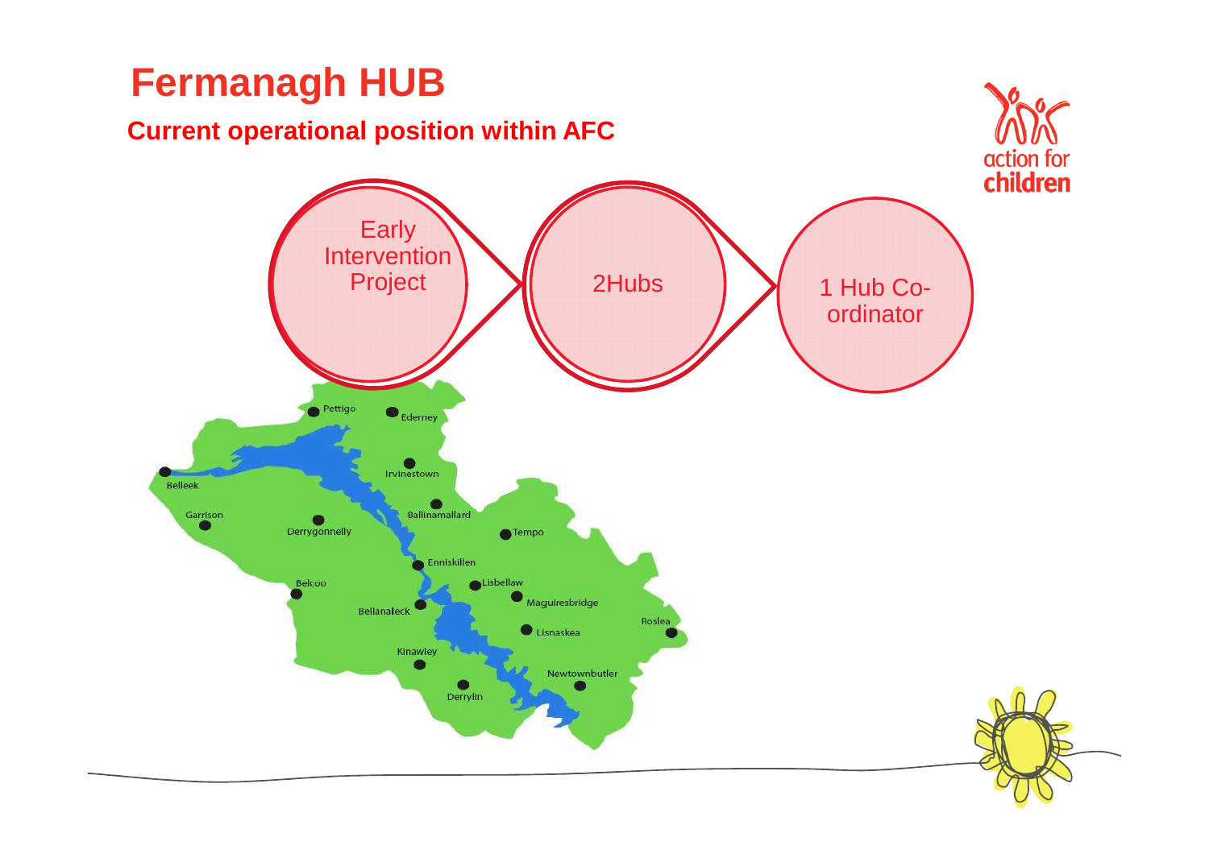# Fermanagh HUB

## Current operational position within AFC

Early Intervention Project

2Hubs

1 Hub Co-ordinator

Pettigo
Ederney
Irvinestown
Belleek
Ballinamallard
Garrison
Derrygonnelly
Tempo
Enniskillen
Belcoo
Lisbellaw
Maguiresbridge
Bellanaleck
Roslea
Lisnaskea
Kinawley
Newtownbutler
Derrylin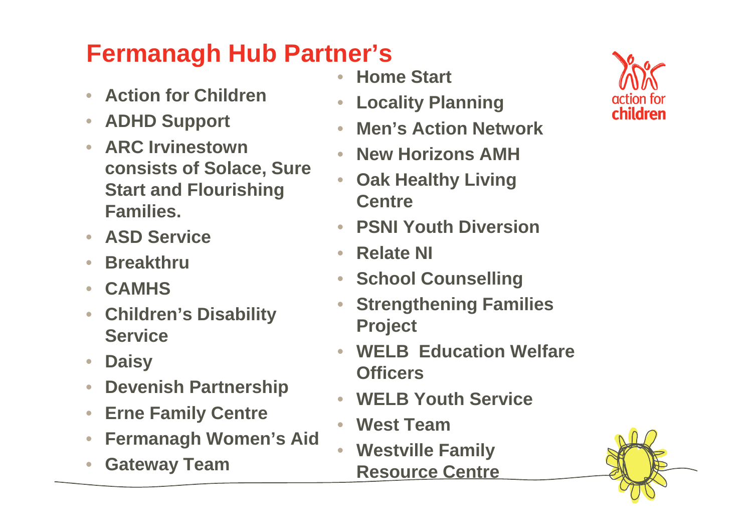# Fermanagh Hub Partner's

- Action for Children
- ADHD Support
- ARC Irvinestown consists of Solace, Sure Start and Flourishing Families.
- ASD Service
- Breakthru
- CAMHS
- Children's Disability Service
- Daisy
- Devenish Partnership
- Erne Family Centre
- Fermanagh Women's Aid
- Gateway Team
- Home Start
- Locality Planning
- Men's Action Network
- New Horizons AMH
- Oak Healthy Living Centre
- PSNI Youth Diversion
- Relate NI
- School Counselling
- Strengthening Families Project
- WELB Education Welfare Officers
- WELB Youth Service
- West Team
- Westville Family Resource Centre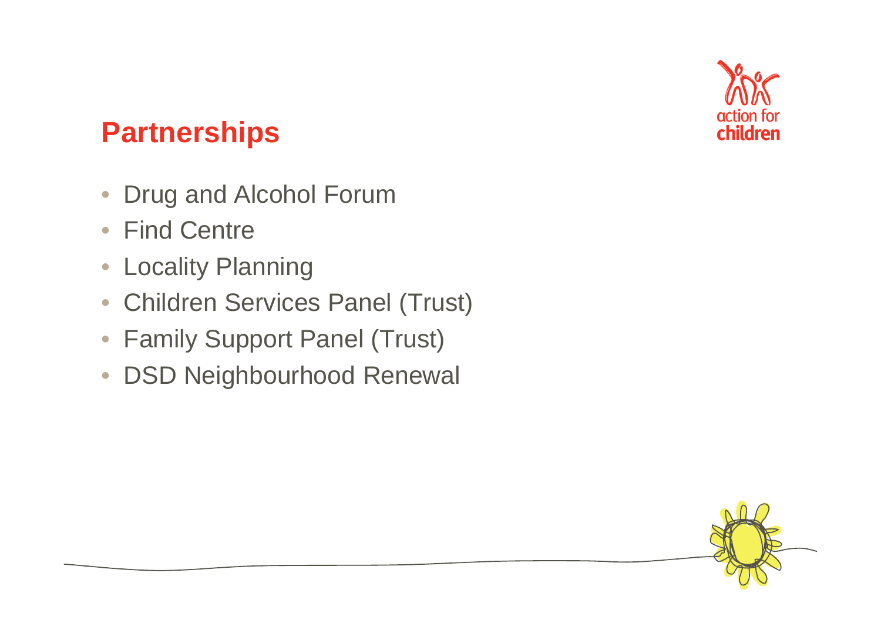## Partnerships

- Drug and Alcohol Forum
- Find Centre
- Locality Planning
- Children Services Panel (Trust)
- Family Support Panel (Trust)
- DSD Neighbourhood Renewal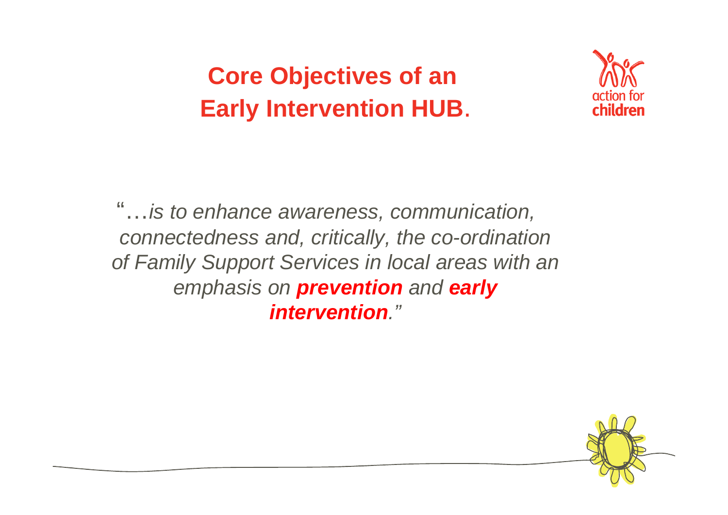# Core Objectives of an Early Intervention HUB.

"…*is to enhance awareness, communication, connectedness and, critically, the co-ordination of Family Support Services in local areas with an emphasis on **prevention** and **early intervention**."*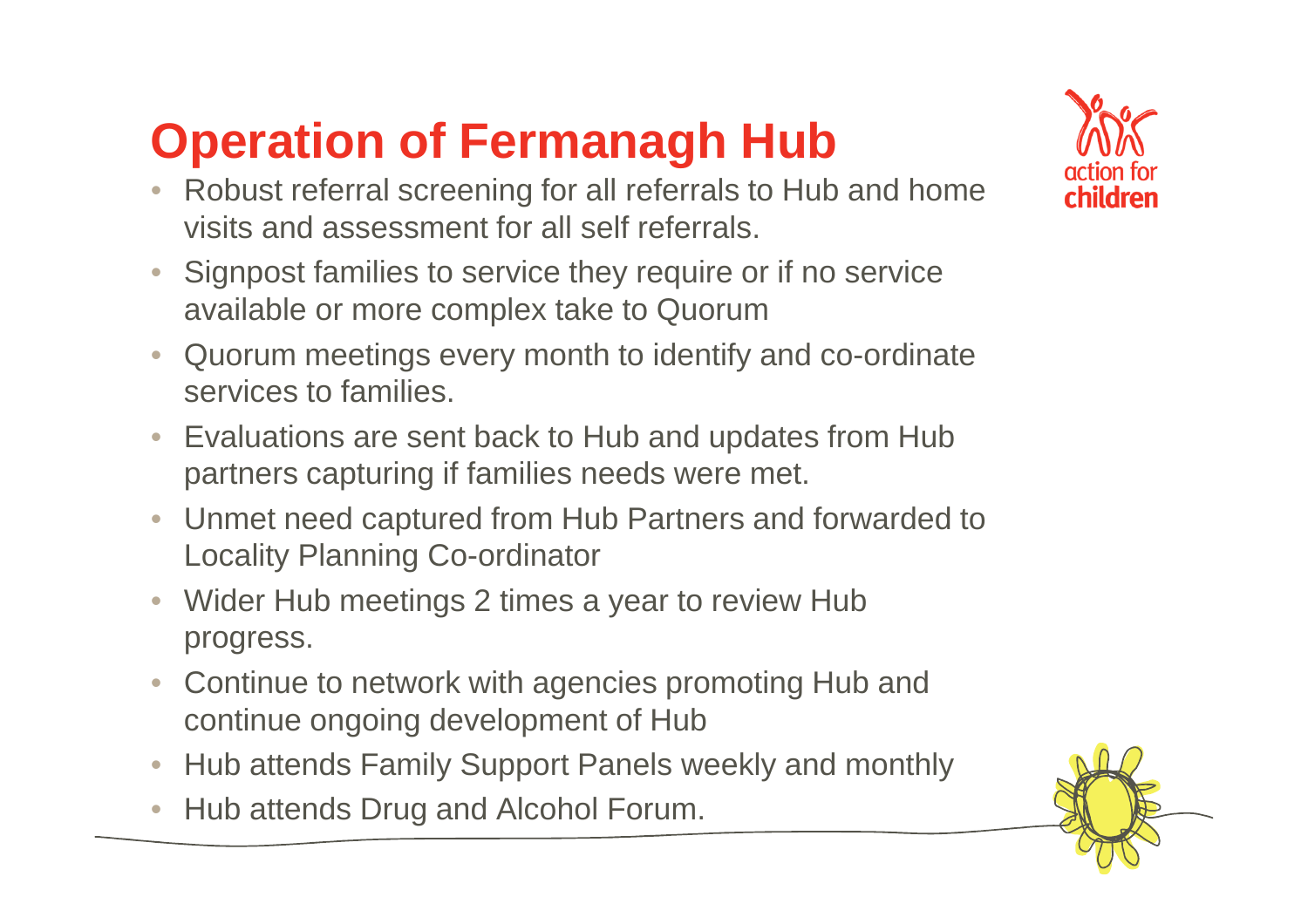# Operation of Fermanagh Hub

- Robust referral screening for all referrals to Hub and home visits and assessment for all self referrals.
- Signpost families to service they require or if no service available or more complex take to Quorum
- Quorum meetings every month to identify and co-ordinate services to families.
- Evaluations are sent back to Hub and updates from Hub partners capturing if families needs were met.
- Unmet need captured from Hub Partners and forwarded to Locality Planning Co-ordinator
- Wider Hub meetings 2 times a year to review Hub progress.
- Continue to network with agencies promoting Hub and continue ongoing development of Hub
- Hub attends Family Support Panels weekly and monthly
- Hub attends Drug and Alcohol Forum.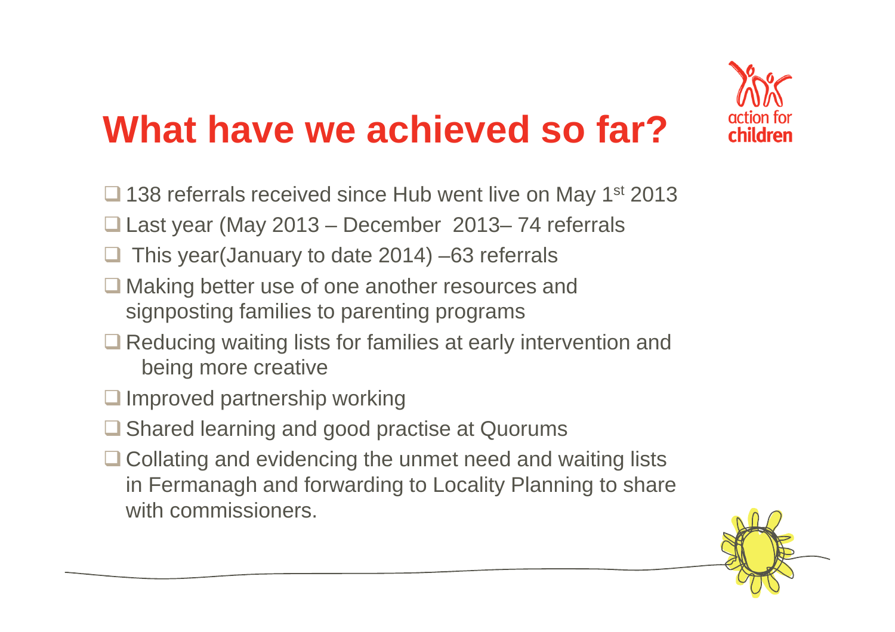# What have we achieved so far?

- 138 referrals received since Hub went live on May 1st 2013
- Last year (May 2013 – December 2013– 74 referrals
- This year(January to date 2014) –63 referrals
- Making better use of one another resources and signposting families to parenting programs
- Reducing waiting lists for families at early intervention and being more creative
- Improved partnership working
- Shared learning and good practise at Quorums
- Collating and evidencing the unmet need and waiting lists in Fermanagh and forwarding to Locality Planning to share with commissioners.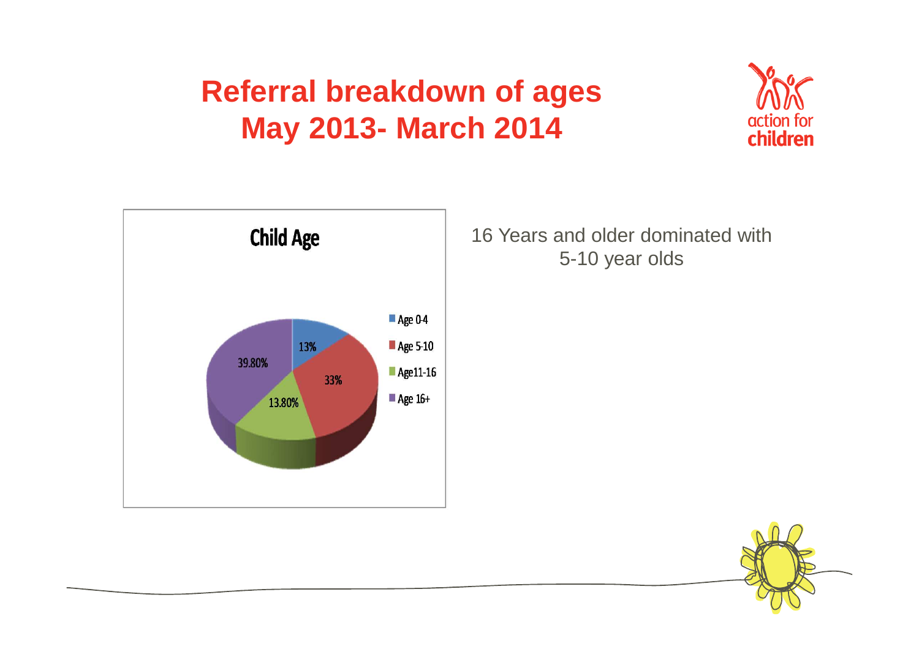# Referral breakdown of ages May 2013- March 2014

**Child Age**

| Age group | Percentage |
|---|---|
| Age 0-4 | 13% |
| Age 5-10 | 33% |
| Age11-16 | 13.80% |
| Age 16+ | 39.80% |

16 Years and older dominated with 5-10 year olds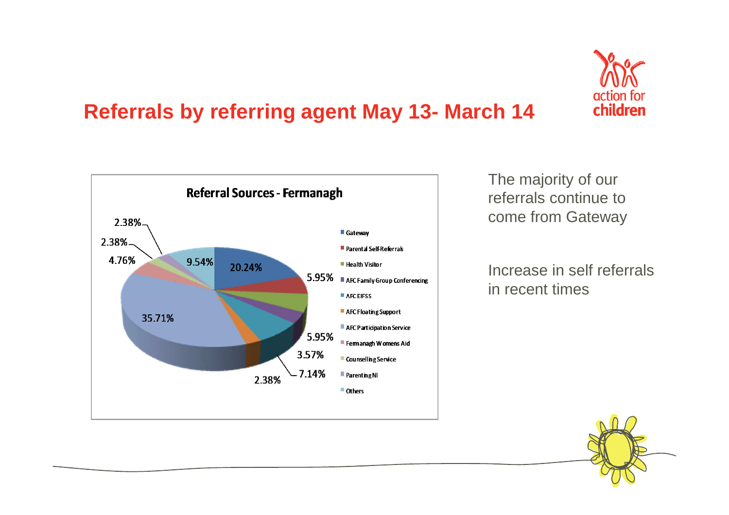## Referrals by referring agent May 13- March 14

**Referral Sources - Fermanagh**

| Referral Source | Percentage |
|---|---|
| Gateway | 20.24% |
| Parental Self-Referrals | 5.95% |
| Health Visitor | 5.95% |
| AFC Family Group Conferencing | 3.57% |
| AFC EIFSS | 7.14% |
| AFC Floating Support | 2.38% |
| AFC Participation Service | 35.71% |
| Fermanagh Womens Aid | 4.76% |
| Counselling Service | 2.38% |
| Parenting NI | 2.38% |
| Others | 9.54% |

The majority of our referrals continue to come from Gateway

Increase in self referrals in recent times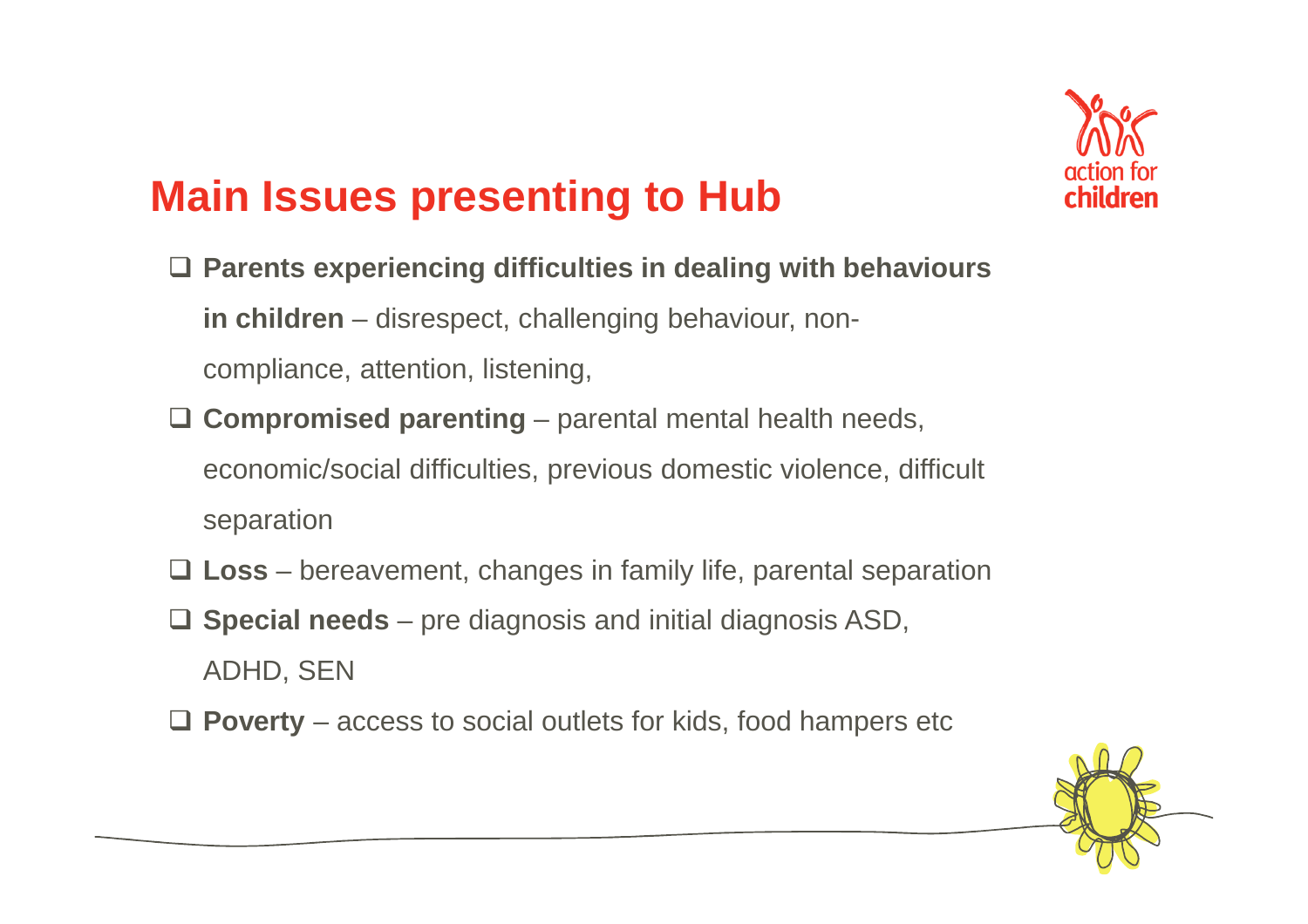## Main Issues presenting to Hub

- **Parents experiencing difficulties in dealing with behaviours in children** – disrespect, challenging behaviour, non-compliance, attention, listening,
- **Compromised parenting** – parental mental health needs, economic/social difficulties, previous domestic violence, difficult separation
- **Loss** – bereavement, changes in family life, parental separation
- **Special needs** – pre diagnosis and initial diagnosis ASD, ADHD, SEN
- **Poverty** – access to social outlets for kids, food hampers etc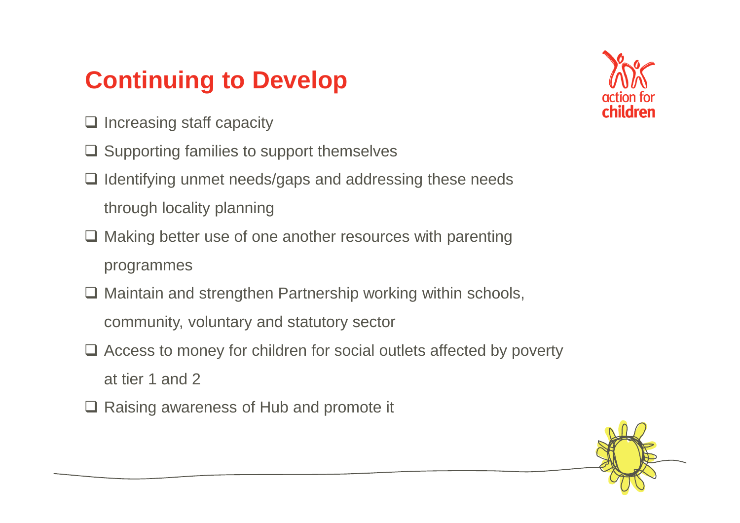# Continuing to Develop

- Increasing staff capacity
- Supporting families to support themselves
- Identifying unmet needs/gaps and addressing these needs through locality planning
- Making better use of one another resources with parenting programmes
- Maintain and strengthen Partnership working within schools, community, voluntary and statutory sector
- Access to money for children for social outlets affected by poverty at tier 1 and 2
- Raising awareness of Hub and promote it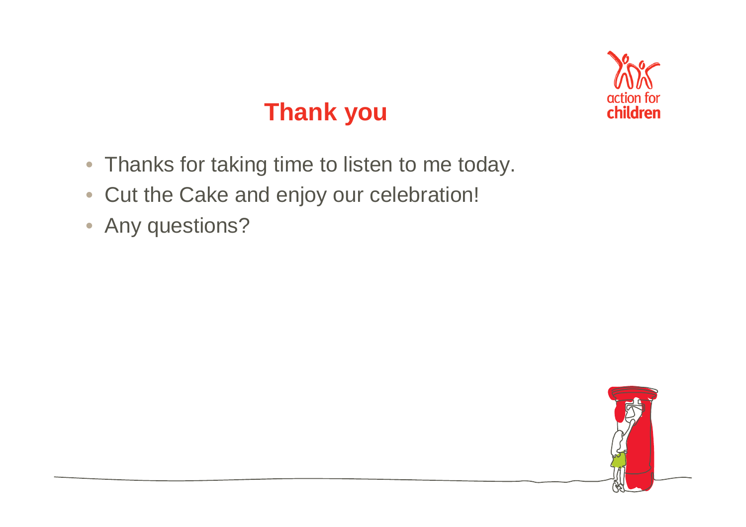# Thank you

- Thanks for taking time to listen to me today.
- Cut the Cake and enjoy our celebration!
- Any questions?